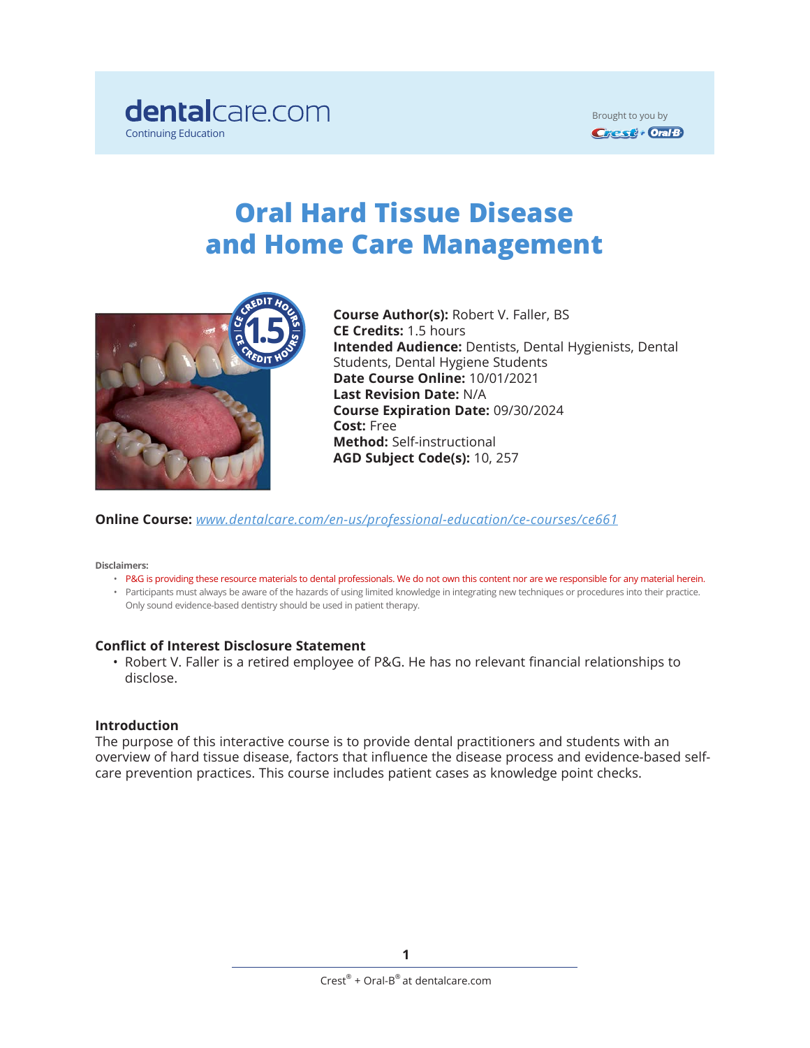dentalcare.com
Continuing Education

Brought to you by Crest + Oral-B

# Oral Hard Tissue Disease and Home Care Management

**Course Author(s):** Robert V. Faller, BS
**CE Credits:** 1.5 hours
**Intended Audience:** Dentists, Dental Hygienists, Dental Students, Dental Hygiene Students
**Date Course Online:** 10/01/2021
**Last Revision Date:** N/A
**Course Expiration Date:** 09/30/2024
**Cost:** Free
**Method:** Self-instructional
**AGD Subject Code(s):** 10, 257

**Online Course:** [www.dentalcare.com/en-us/professional-education/ce-courses/ce661](www.dentalcare.com/en-us/professional-education/ce-courses/ce661)

**Disclaimers:**

- P&G is providing these resource materials to dental professionals. We do not own this content nor are we responsible for any material herein.
- Participants must always be aware of the hazards of using limited knowledge in integrating new techniques or procedures into their practice. Only sound evidence-based dentistry should be used in patient therapy.

### Conflict of Interest Disclosure Statement

- Robert V. Faller is a retired employee of P&G. He has no relevant financial relationships to disclose.

### Introduction

The purpose of this interactive course is to provide dental practitioners and students with an overview of hard tissue disease, factors that influence the disease process and evidence-based self-care prevention practices. This course includes patient cases as knowledge point checks.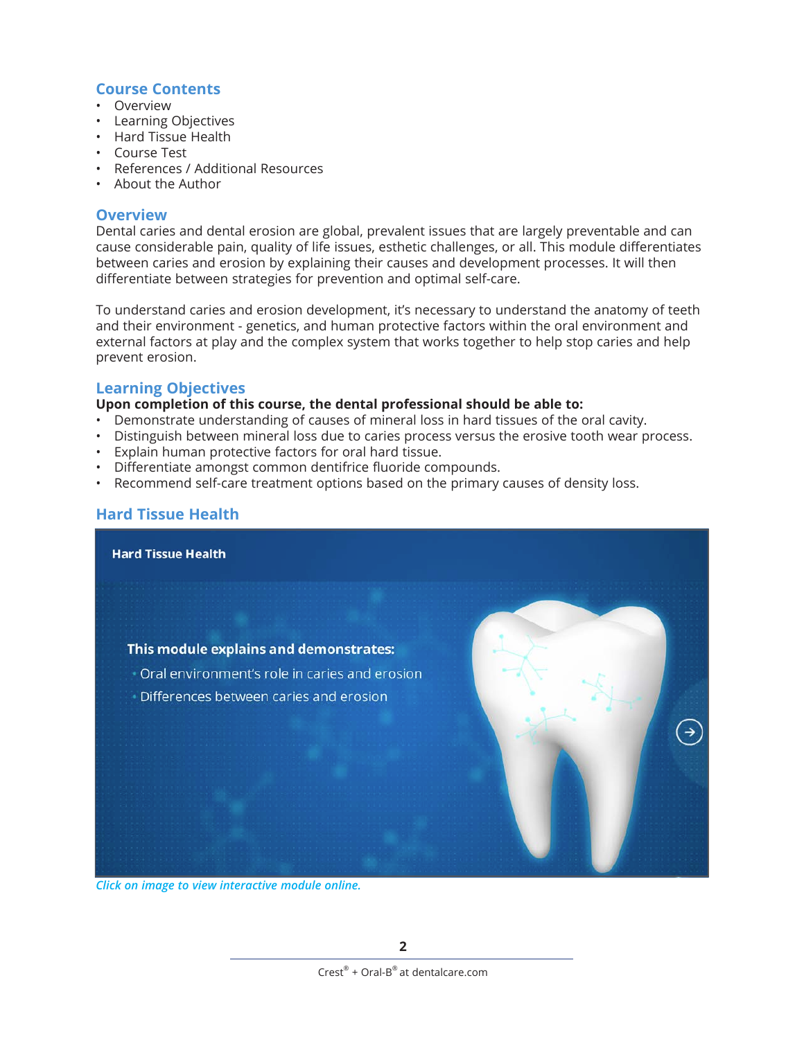## Course Contents

- Overview
- Learning Objectives
- Hard Tissue Health
- Course Test
- References / Additional Resources
- About the Author

## Overview

Dental caries and dental erosion are global, prevalent issues that are largely preventable and can cause considerable pain, quality of life issues, esthetic challenges, or all. This module differentiates between caries and erosion by explaining their causes and development processes. It will then differentiate between strategies for prevention and optimal self-care.

To understand caries and erosion development, it's necessary to understand the anatomy of teeth and their environment - genetics, and human protective factors within the oral environment and external factors at play and the complex system that works together to help stop caries and help prevent erosion.

## Learning Objectives

**Upon completion of this course, the dental professional should be able to:**

- Demonstrate understanding of causes of mineral loss in hard tissues of the oral cavity.
- Distinguish between mineral loss due to caries process versus the erosive tooth wear process.
- Explain human protective factors for oral hard tissue.
- Differentiate amongst common dentifrice fluoride compounds.
- Recommend self-care treatment options based on the primary causes of density loss.

## Hard Tissue Health

**Hard Tissue Health**

**This module explains and demonstrates:**

- Oral environment's role in caries and erosion
- Differences between caries and erosion

*Click on image to view interactive module online.*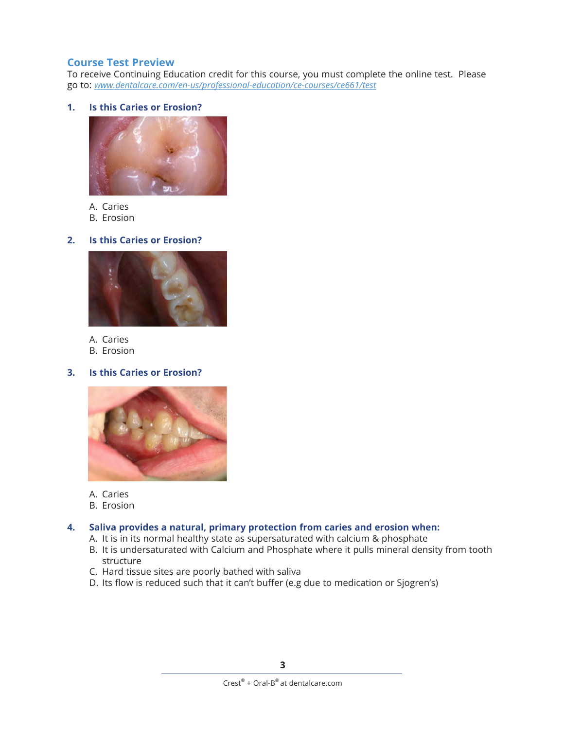## Course Test Preview

To receive Continuing Education credit for this course, you must complete the online test. Please go to: *www.dentalcare.com/en-us/professional-education/ce-courses/ce661/test*

1. **Is this Caries or Erosion?**

   A. Caries
   B. Erosion

2. **Is this Caries or Erosion?**

   A. Caries
   B. Erosion

3. **Is this Caries or Erosion?**

   A. Caries
   B. Erosion

4. **Saliva provides a natural, primary protection from caries and erosion when:**

   A. It is in its normal healthy state as supersaturated with calcium & phosphate
   B. It is undersaturated with Calcium and Phosphate where it pulls mineral density from tooth structure
   C. Hard tissue sites are poorly bathed with saliva
   D. Its flow is reduced such that it can't buffer (e.g due to medication or Sjogren's)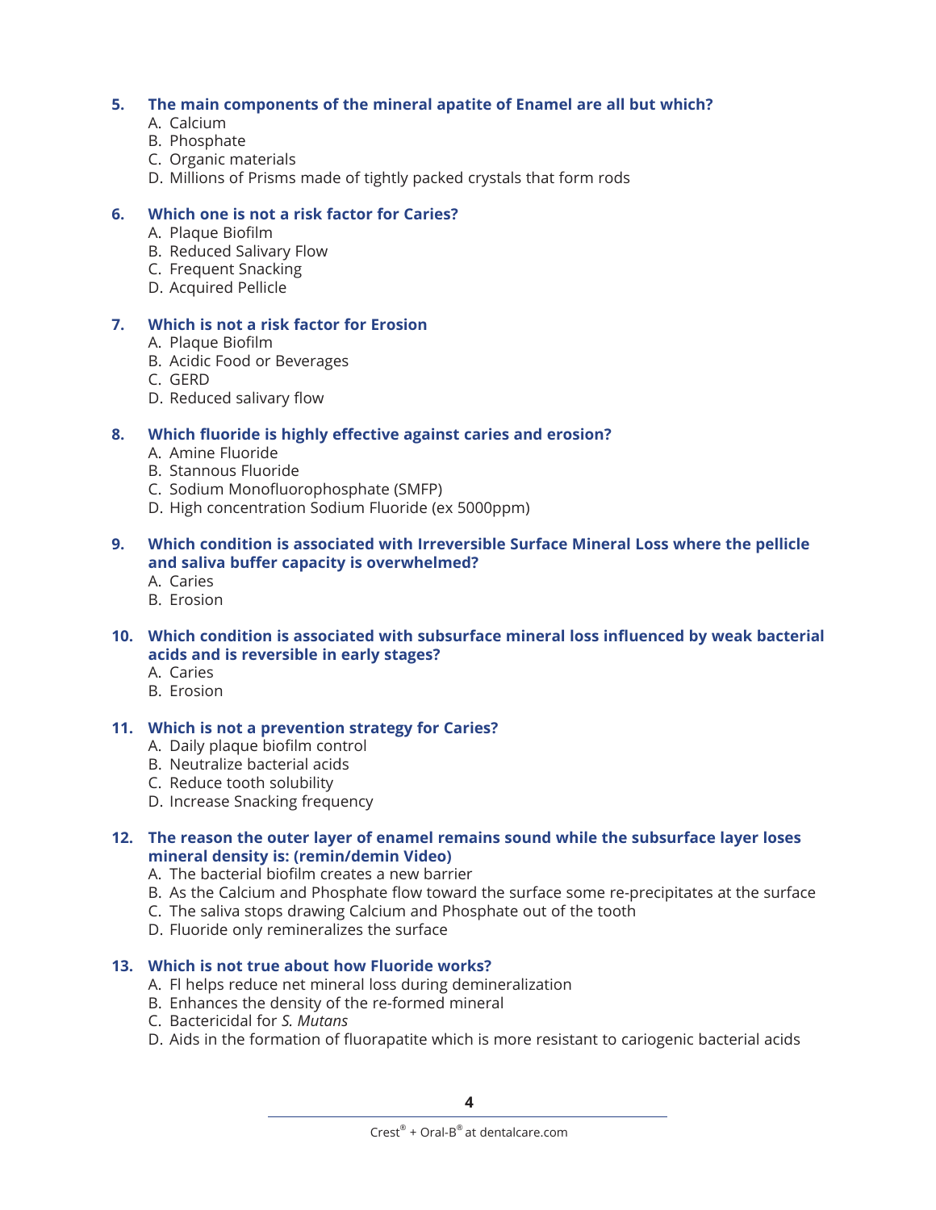**5. The main components of the mineral apatite of Enamel are all but which?**

A. Calcium
B. Phosphate
C. Organic materials
D. Millions of Prisms made of tightly packed crystals that form rods

**6. Which one is not a risk factor for Caries?**

A. Plaque Biofilm
B. Reduced Salivary Flow
C. Frequent Snacking
D. Acquired Pellicle

**7. Which is not a risk factor for Erosion**

A. Plaque Biofilm
B. Acidic Food or Beverages
C. GERD
D. Reduced salivary flow

**8. Which fluoride is highly effective against caries and erosion?**

A. Amine Fluoride
B. Stannous Fluoride
C. Sodium Monofluorophosphate (SMFP)
D. High concentration Sodium Fluoride (ex 5000ppm)

**9. Which condition is associated with Irreversible Surface Mineral Loss where the pellicle and saliva buffer capacity is overwhelmed?**

A. Caries
B. Erosion

**10. Which condition is associated with subsurface mineral loss influenced by weak bacterial acids and is reversible in early stages?**

A. Caries
B. Erosion

**11. Which is not a prevention strategy for Caries?**

A. Daily plaque biofilm control
B. Neutralize bacterial acids
C. Reduce tooth solubility
D. Increase Snacking frequency

**12. The reason the outer layer of enamel remains sound while the subsurface layer loses mineral density is: (remin/demin Video)**

A. The bacterial biofilm creates a new barrier
B. As the Calcium and Phosphate flow toward the surface some re-precipitates at the surface
C. The saliva stops drawing Calcium and Phosphate out of the tooth
D. Fluoride only remineralizes the surface

**13. Which is not true about how Fluoride works?**

A. Fl helps reduce net mineral loss during demineralization
B. Enhances the density of the re-formed mineral
C. Bactericidal for *S. Mutans*
D. Aids in the formation of fluorapatite which is more resistant to cariogenic bacterial acids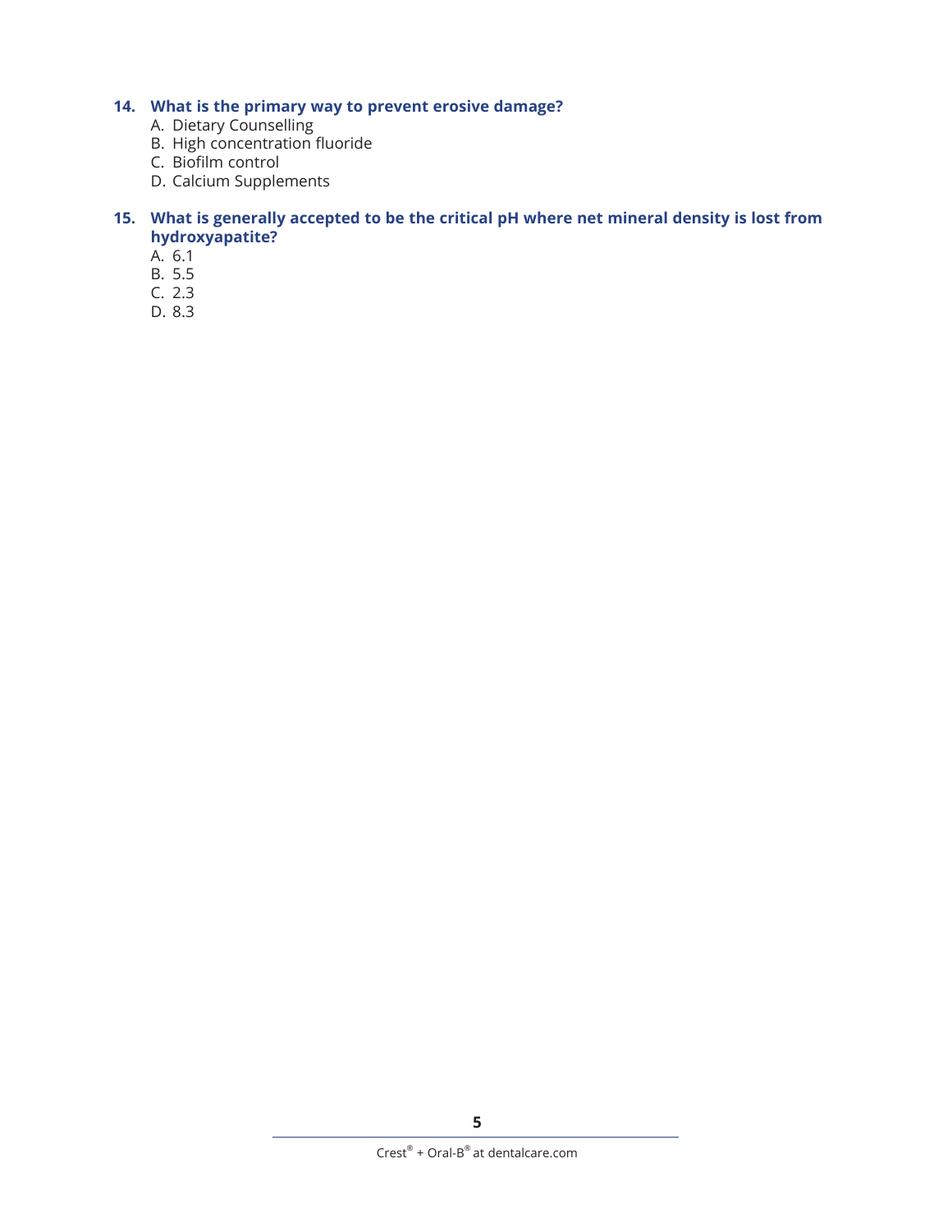**14. What is the primary way to prevent erosive damage?**

A. Dietary Counselling
B. High concentration fluoride
C. Biofilm control
D. Calcium Supplements

**15. What is generally accepted to be the critical pH where net mineral density is lost from hydroxyapatite?**

A. 6.1
B. 5.5
C. 2.3
D. 8.3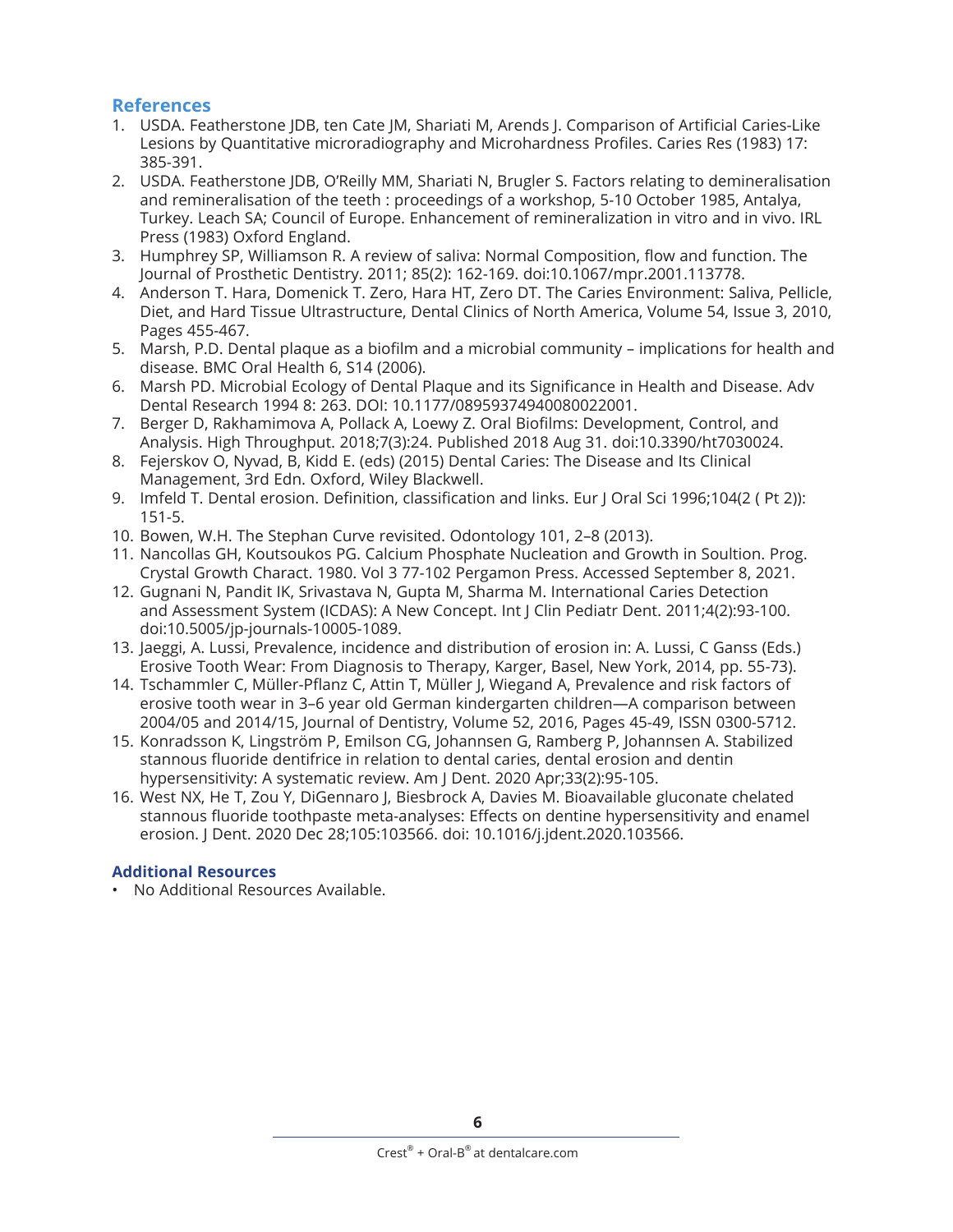## References

1. USDA. Featherstone JDB, ten Cate JM, Shariati M, Arends J. Comparison of Artificial Caries-Like Lesions by Quantitative microradiography and Microhardness Profiles. Caries Res (1983) 17: 385-391.
2. USDA. Featherstone JDB, O'Reilly MM, Shariati N, Brugler S. Factors relating to demineralisation and remineralisation of the teeth : proceedings of a workshop, 5-10 October 1985, Antalya, Turkey. Leach SA; Council of Europe. Enhancement of remineralization in vitro and in vivo. IRL Press (1983) Oxford England.
3. Humphrey SP, Williamson R. A review of saliva: Normal Composition, flow and function. The Journal of Prosthetic Dentistry. 2011; 85(2): 162-169. doi:10.1067/mpr.2001.113778.
4. Anderson T. Hara, Domenick T. Zero, Hara HT, Zero DT. The Caries Environment: Saliva, Pellicle, Diet, and Hard Tissue Ultrastructure, Dental Clinics of North America, Volume 54, Issue 3, 2010, Pages 455-467.
5. Marsh, P.D. Dental plaque as a biofilm and a microbial community – implications for health and disease. BMC Oral Health 6, S14 (2006).
6. Marsh PD. Microbial Ecology of Dental Plaque and its Significance in Health and Disease. Adv Dental Research 1994 8: 263. DOI: 10.1177/08959374940080022001.
7. Berger D, Rakhamimova A, Pollack A, Loewy Z. Oral Biofilms: Development, Control, and Analysis. High Throughput. 2018;7(3):24. Published 2018 Aug 31. doi:10.3390/ht7030024.
8. Fejerskov O, Nyvad, B, Kidd E. (eds) (2015) Dental Caries: The Disease and Its Clinical Management, 3rd Edn. Oxford, Wiley Blackwell.
9. Imfeld T. Dental erosion. Definition, classification and links. Eur J Oral Sci 1996;104(2 ( Pt 2)): 151-5.
10. Bowen, W.H. The Stephan Curve revisited. Odontology 101, 2–8 (2013).
11. Nancollas GH, Koutsoukos PG. Calcium Phosphate Nucleation and Growth in Soultion. Prog. Crystal Growth Charact. 1980. Vol 3 77-102 Pergamon Press. Accessed September 8, 2021.
12. Gugnani N, Pandit IK, Srivastava N, Gupta M, Sharma M. International Caries Detection and Assessment System (ICDAS): A New Concept. Int J Clin Pediatr Dent. 2011;4(2):93-100. doi:10.5005/jp-journals-10005-1089.
13. Jaeggi, A. Lussi, Prevalence, incidence and distribution of erosion in: A. Lussi, C Ganss (Eds.) Erosive Tooth Wear: From Diagnosis to Therapy, Karger, Basel, New York, 2014, pp. 55-73).
14. Tschammler C, Müller-Pflanz C, Attin T, Müller J, Wiegand A, Prevalence and risk factors of erosive tooth wear in 3–6 year old German kindergarten children—A comparison between 2004/05 and 2014/15, Journal of Dentistry, Volume 52, 2016, Pages 45-49, ISSN 0300-5712.
15. Konradsson K, Lingström P, Emilson CG, Johannsen G, Ramberg P, Johannsen A. Stabilized stannous fluoride dentifrice in relation to dental caries, dental erosion and dentin hypersensitivity: A systematic review. Am J Dent. 2020 Apr;33(2):95-105.
16. West NX, He T, Zou Y, DiGennaro J, Biesbrock A, Davies M. Bioavailable gluconate chelated stannous fluoride toothpaste meta-analyses: Effects on dentine hypersensitivity and enamel erosion. J Dent. 2020 Dec 28;105:103566. doi: 10.1016/j.jdent.2020.103566.

### Additional Resources

- No Additional Resources Available.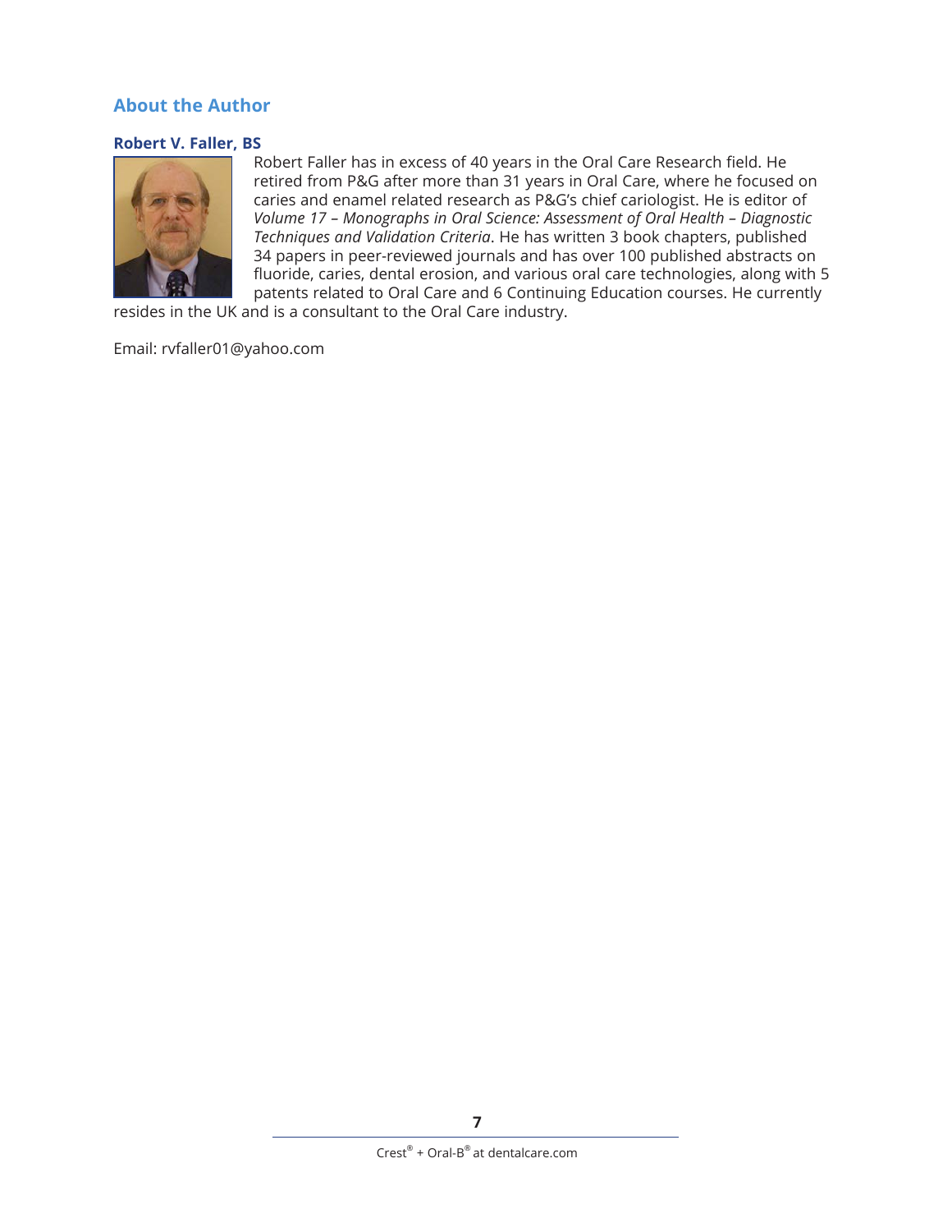## About the Author

### Robert V. Faller, BS

Robert Faller has in excess of 40 years in the Oral Care Research field. He retired from P&G after more than 31 years in Oral Care, where he focused on caries and enamel related research as P&G's chief cariologist. He is editor of *Volume 17 – Monographs in Oral Science: Assessment of Oral Health – Diagnostic Techniques and Validation Criteria*. He has written 3 book chapters, published 34 papers in peer-reviewed journals and has over 100 published abstracts on fluoride, caries, dental erosion, and various oral care technologies, along with 5 patents related to Oral Care and 6 Continuing Education courses. He currently resides in the UK and is a consultant to the Oral Care industry.

Email: rvfaller01@yahoo.com